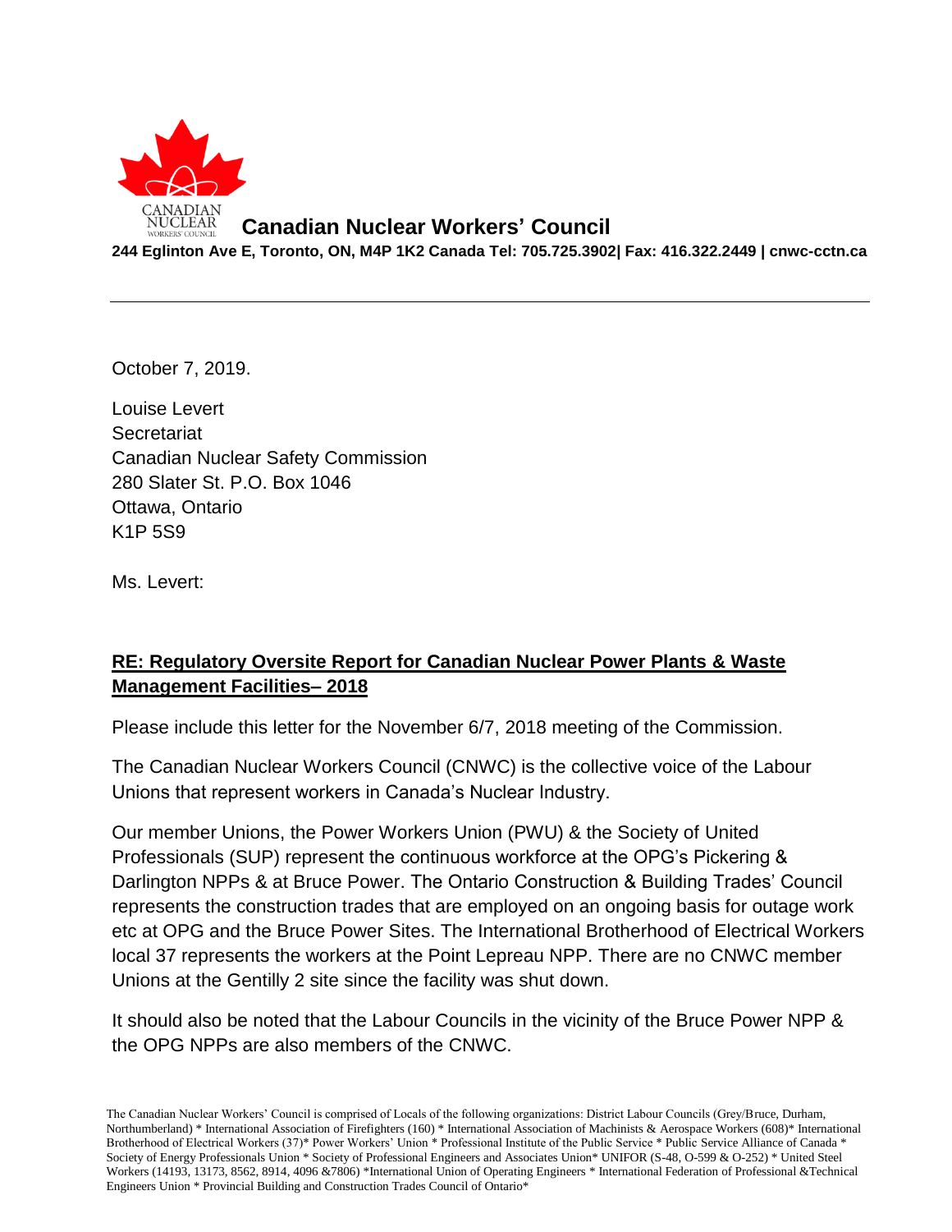**Canadian Nuclear Workers' Council**

**244 Eglinton Ave E, Toronto, ON, M4P 1K2 Canada Tel: 705.725.3902| Fax: 416.322.2449 | cnwc-cctn.ca**

---

October 7, 2019.

Louise Levert
Secretariat
Canadian Nuclear Safety Commission
280 Slater St. P.O. Box 1046
Ottawa, Ontario
K1P 5S9

Ms. Levert:

**RE: Regulatory Oversite Report for Canadian Nuclear Power Plants & Waste Management Facilities– 2018**

Please include this letter for the November 6/7, 2018 meeting of the Commission.

The Canadian Nuclear Workers Council (CNWC) is the collective voice of the Labour Unions that represent workers in Canada's Nuclear Industry.

Our member Unions, the Power Workers Union (PWU) & the Society of United Professionals (SUP) represent the continuous workforce at the OPG's Pickering & Darlington NPPs & at Bruce Power. The Ontario Construction & Building Trades' Council represents the construction trades that are employed on an ongoing basis for outage work etc at OPG and the Bruce Power Sites. The International Brotherhood of Electrical Workers local 37 represents the workers at the Point Lepreau NPP. There are no CNWC member Unions at the Gentilly 2 site since the facility was shut down.

It should also be noted that the Labour Councils in the vicinity of the Bruce Power NPP & the OPG NPPs are also members of the CNWC.

The Canadian Nuclear Workers' Council is comprised of Locals of the following organizations: District Labour Councils (Grey/Bruce, Durham, Northumberland) * International Association of Firefighters (160) * International Association of Machinists & Aerospace Workers (608)* International Brotherhood of Electrical Workers (37)* Power Workers' Union * Professional Institute of the Public Service * Public Service Alliance of Canada * Society of Energy Professionals Union * Society of Professional Engineers and Associates Union* UNIFOR (S-48, O-599 & O-252) * United Steel Workers (14193, 13173, 8562, 8914, 4096 &7806) *International Union of Operating Engineers * International Federation of Professional &Technical Engineers Union * Provincial Building and Construction Trades Council of Ontario*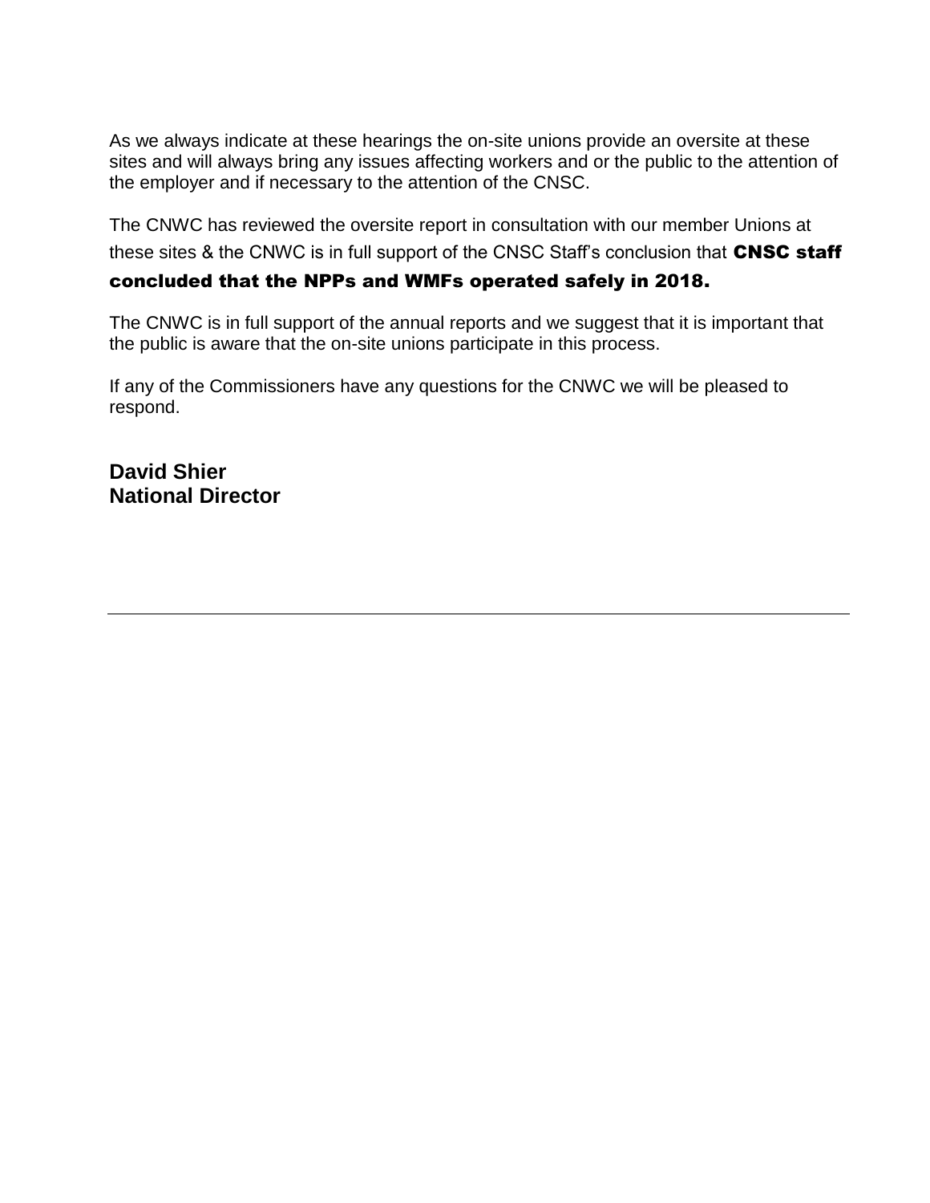As we always indicate at these hearings the on-site unions provide an oversite at these sites and will always bring any issues affecting workers and or the public to the attention of the employer and if necessary to the attention of the CNSC.

The CNWC has reviewed the oversite report in consultation with our member Unions at these sites & the CNWC is in full support of the CNSC Staff's conclusion that **CNSC staff concluded that the NPPs and WMFs operated safely in 2018.**

The CNWC is in full support of the annual reports and we suggest that it is important that the public is aware that the on-site unions participate in this process.

If any of the Commissioners have any questions for the CNWC we will be pleased to respond.

**David Shier**
**National Director**